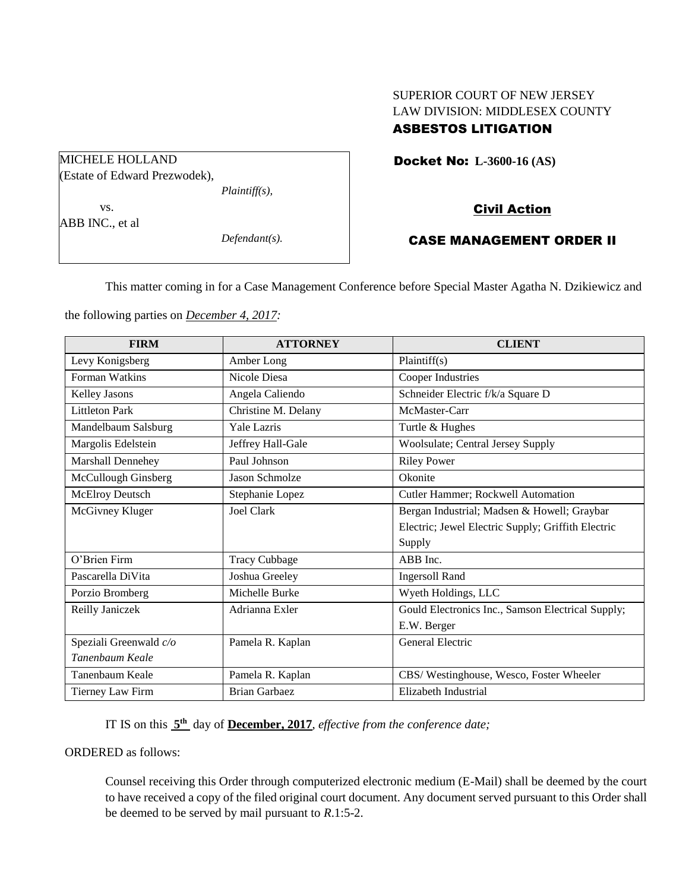SUPERIOR COURT OF NEW JERSEY
LAW DIVISION: MIDDLESEX COUNTY
**ASBESTOS LITIGATION**

MICHELE HOLLAND
(Estate of Edward Prezwodek),
*Plaintiff(s),*

vs.

ABB INC., et al
*Defendant(s).*

**Docket No: L-3600-16 (AS)**

**Civil Action**

**CASE MANAGEMENT ORDER II**

This matter coming in for a Case Management Conference before Special Master Agatha N. Dzikiewicz and the following parties on *December 4, 2017:*

| FIRM | ATTORNEY | CLIENT |
|---|---|---|
| Levy Konigsberg | Amber Long | Plaintiff(s) |
| Forman Watkins | Nicole Diesa | Cooper Industries |
| Kelley Jasons | Angela Caliendo | Schneider Electric f/k/a Square D |
| Littleton Park | Christine M. Delany | McMaster-Carr |
| Mandelbaum Salsburg | Yale Lazris | Turtle & Hughes |
| Margolis Edelstein | Jeffrey Hall-Gale | Woolsulate; Central Jersey Supply |
| Marshall Dennehey | Paul Johnson | Riley Power |
| McCullough Ginsberg | Jason Schmolze | Okonite |
| McElroy Deutsch | Stephanie Lopez | Cutler Hammer; Rockwell Automation |
| McGivney Kluger | Joel Clark | Bergan Industrial; Madsen & Howell; Graybar Electric; Jewel Electric Supply; Griffith Electric Supply |
| O'Brien Firm | Tracy Cubbage | ABB Inc. |
| Pascarella DiVita | Joshua Greeley | Ingersoll Rand |
| Porzio Bromberg | Michelle Burke | Wyeth Holdings, LLC |
| Reilly Janiczek | Adrianna Exler | Gould Electronics Inc., Samson Electrical Supply; E.W. Berger |
| Speziali Greenwald *c/o Tanenbaum Keale* | Pamela R. Kaplan | General Electric |
| Tanenbaum Keale | Pamela R. Kaplan | CBS/ Westinghouse, Wesco, Foster Wheeler |
| Tierney Law Firm | Brian Garbaez | Elizabeth Industrial |

IT IS on this **5th** day of **December, 2017**, *effective from the conference date;*

ORDERED as follows:

Counsel receiving this Order through computerized electronic medium (E-Mail) shall be deemed by the court to have received a copy of the filed original court document. Any document served pursuant to this Order shall be deemed to be served by mail pursuant to *R*.1:5-2.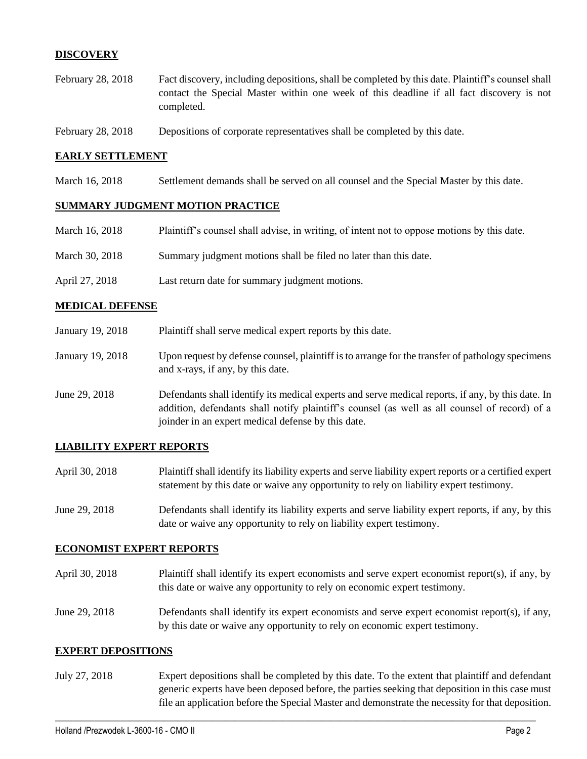## DISCOVERY

| | |
|---|---|
| February 28, 2018 | Fact discovery, including depositions, shall be completed by this date. Plaintiff's counsel shall contact the Special Master within one week of this deadline if all fact discovery is not completed. |
| February 28, 2018 | Depositions of corporate representatives shall be completed by this date. |

## EARLY SETTLEMENT

| | |
|---|---|
| March 16, 2018 | Settlement demands shall be served on all counsel and the Special Master by this date. |

## SUMMARY JUDGMENT MOTION PRACTICE

| | |
|---|---|
| March 16, 2018 | Plaintiff's counsel shall advise, in writing, of intent not to oppose motions by this date. |
| March 30, 2018 | Summary judgment motions shall be filed no later than this date. |
| April 27, 2018 | Last return date for summary judgment motions. |

## MEDICAL DEFENSE

| | |
|---|---|
| January 19, 2018 | Plaintiff shall serve medical expert reports by this date. |
| January 19, 2018 | Upon request by defense counsel, plaintiff is to arrange for the transfer of pathology specimens and x-rays, if any, by this date. |
| June 29, 2018 | Defendants shall identify its medical experts and serve medical reports, if any, by this date. In addition, defendants shall notify plaintiff's counsel (as well as all counsel of record) of a joinder in an expert medical defense by this date. |

## LIABILITY EXPERT REPORTS

| | |
|---|---|
| April 30, 2018 | Plaintiff shall identify its liability experts and serve liability expert reports or a certified expert statement by this date or waive any opportunity to rely on liability expert testimony. |
| June 29, 2018 | Defendants shall identify its liability experts and serve liability expert reports, if any, by this date or waive any opportunity to rely on liability expert testimony. |

## ECONOMIST EXPERT REPORTS

| | |
|---|---|
| April 30, 2018 | Plaintiff shall identify its expert economists and serve expert economist report(s), if any, by this date or waive any opportunity to rely on economic expert testimony. |
| June 29, 2018 | Defendants shall identify its expert economists and serve expert economist report(s), if any, by this date or waive any opportunity to rely on economic expert testimony. |

## EXPERT DEPOSITIONS

| | |
|---|---|
| July 27, 2018 | Expert depositions shall be completed by this date. To the extent that plaintiff and defendant generic experts have been deposed before, the parties seeking that deposition in this case must file an application before the Special Master and demonstrate the necessity for that deposition. |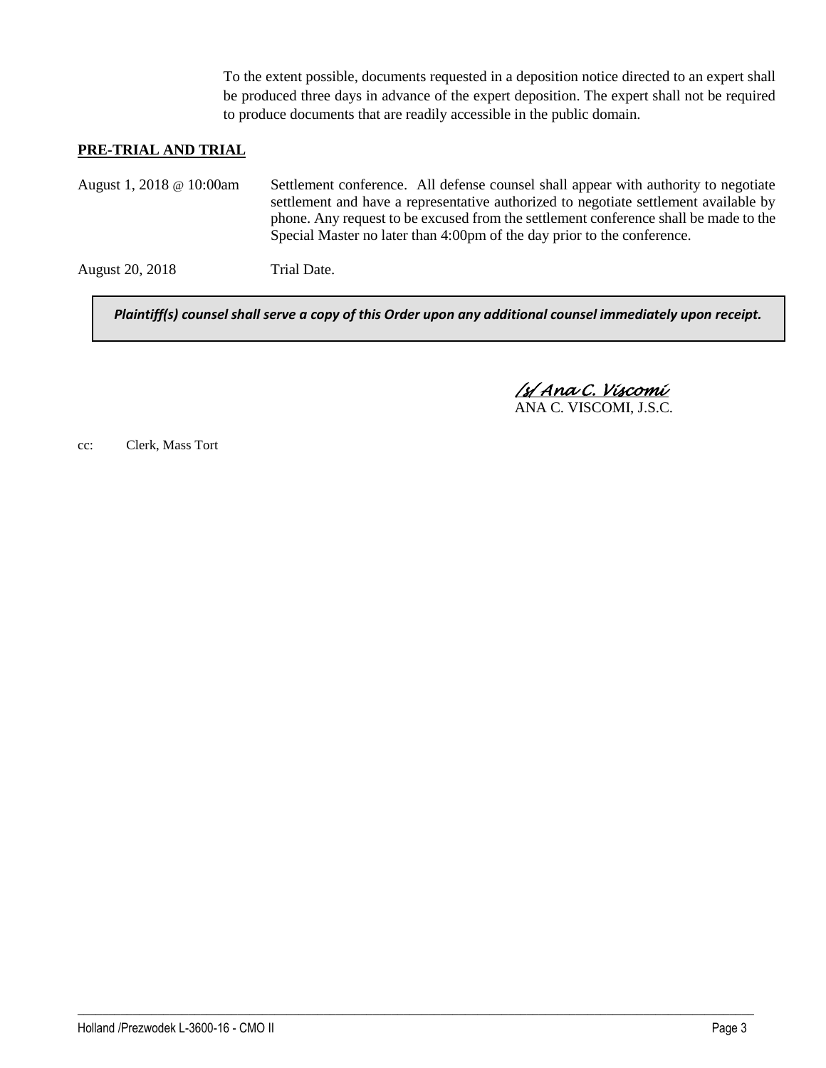To the extent possible, documents requested in a deposition notice directed to an expert shall be produced three days in advance of the expert deposition. The expert shall not be required to produce documents that are readily accessible in the public domain.

**PRE-TRIAL AND TRIAL**

| | |
|---|---|
| August 1, 2018 @ 10:00am | Settlement conference. All defense counsel shall appear with authority to negotiate settlement and have a representative authorized to negotiate settlement available by phone. Any request to be excused from the settlement conference shall be made to the Special Master no later than 4:00pm of the day prior to the conference. |
| August 20, 2018 | Trial Date. |

***Plaintiff(s) counsel shall serve a copy of this Order upon any additional counsel immediately upon receipt.***

/s/ Ana C. Viscomi
ANA C. VISCOMI, J.S.C.

cc: Clerk, Mass Tort